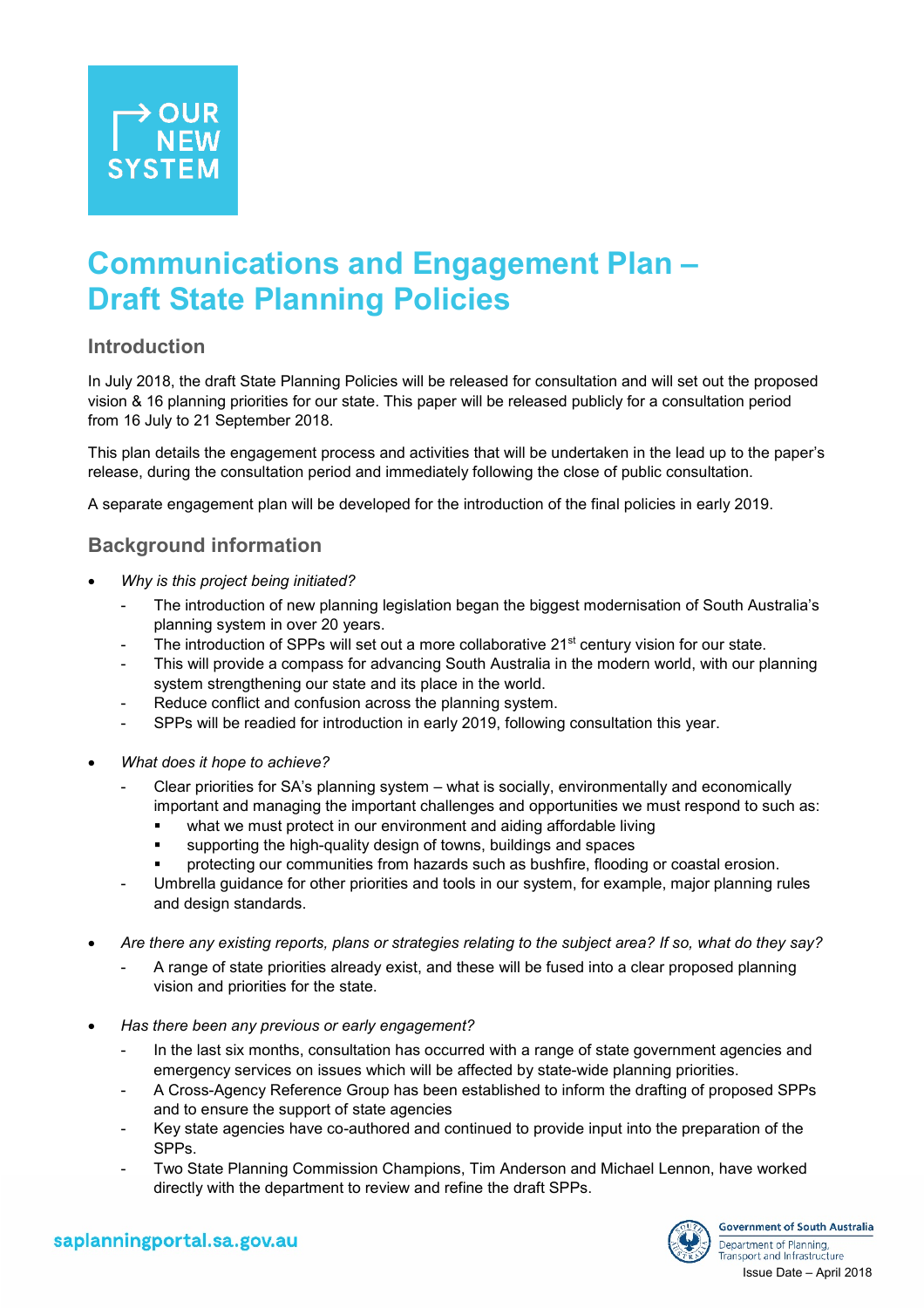OUR NEW SYSTEM

# Communications and Engagement Plan – Draft State Planning Policies

## Introduction

In July 2018, the draft State Planning Policies will be released for consultation and will set out the proposed vision & 16 planning priorities for our state. This paper will be released publicly for a consultation period from 16 July to 21 September 2018.

This plan details the engagement process and activities that will be undertaken in the lead up to the paper's release, during the consultation period and immediately following the close of public consultation.

A separate engagement plan will be developed for the introduction of the final policies in early 2019.

## Background information

- *Why is this project being initiated?*
  - The introduction of new planning legislation began the biggest modernisation of South Australia's planning system in over 20 years.
  - The introduction of SPPs will set out a more collaborative 21st century vision for our state.
  - This will provide a compass for advancing South Australia in the modern world, with our planning system strengthening our state and its place in the world.
  - Reduce conflict and confusion across the planning system.
  - SPPs will be readied for introduction in early 2019, following consultation this year.

- *What does it hope to achieve?*
  - Clear priorities for SA's planning system – what is socially, environmentally and economically important and managing the important challenges and opportunities we must respond to such as:
    - what we must protect in our environment and aiding affordable living
    - supporting the high-quality design of towns, buildings and spaces
    - protecting our communities from hazards such as bushfire, flooding or coastal erosion.
  - Umbrella guidance for other priorities and tools in our system, for example, major planning rules and design standards.

- *Are there any existing reports, plans or strategies relating to the subject area? If so, what do they say?*
  - A range of state priorities already exist, and these will be fused into a clear proposed planning vision and priorities for the state.

- *Has there been any previous or early engagement?*
  - In the last six months, consultation has occurred with a range of state government agencies and emergency services on issues which will be affected by state-wide planning priorities.
  - A Cross-Agency Reference Group has been established to inform the drafting of proposed SPPs and to ensure the support of state agencies
  - Key state agencies have co-authored and continued to provide input into the preparation of the SPPs.
  - Two State Planning Commission Champions, Tim Anderson and Michael Lennon, have worked directly with the department to review and refine the draft SPPs.

saplanningportal.sa.gov.au

Government of South Australia
Department of Planning, Transport and Infrastructure

Issue Date – April 2018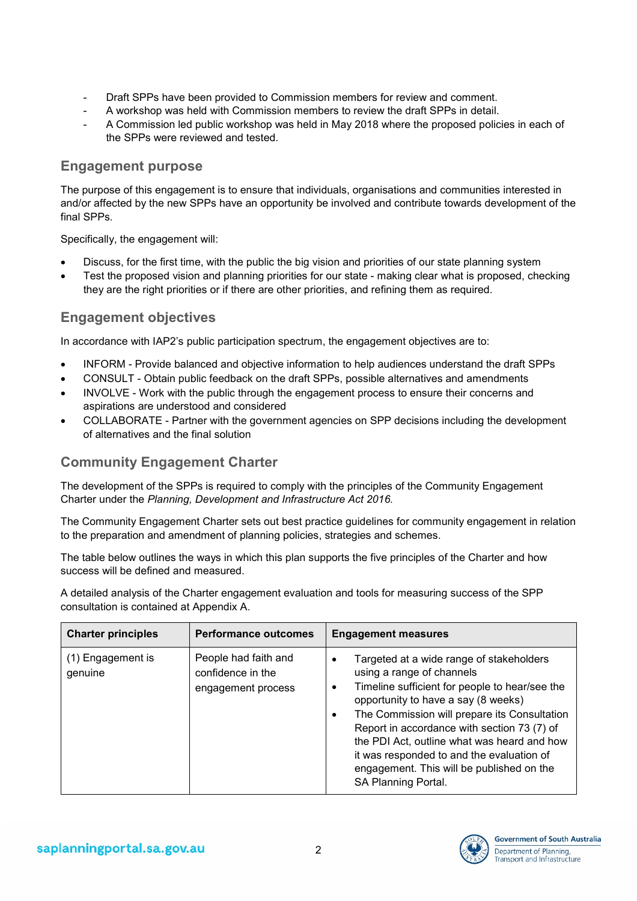- Draft SPPs have been provided to Commission members for review and comment.
- A workshop was held with Commission members to review the draft SPPs in detail.
- A Commission led public workshop was held in May 2018 where the proposed policies in each of the SPPs were reviewed and tested.

## Engagement purpose

The purpose of this engagement is to ensure that individuals, organisations and communities interested in and/or affected by the new SPPs have an opportunity be involved and contribute towards development of the final SPPs.

Specifically, the engagement will:

- Discuss, for the first time, with the public the big vision and priorities of our state planning system
- Test the proposed vision and planning priorities for our state - making clear what is proposed, checking they are the right priorities or if there are other priorities, and refining them as required.

## Engagement objectives

In accordance with IAP2's public participation spectrum, the engagement objectives are to:

- INFORM - Provide balanced and objective information to help audiences understand the draft SPPs
- CONSULT - Obtain public feedback on the draft SPPs, possible alternatives and amendments
- INVOLVE - Work with the public through the engagement process to ensure their concerns and aspirations are understood and considered
- COLLABORATE - Partner with the government agencies on SPP decisions including the development of alternatives and the final solution

## Community Engagement Charter

The development of the SPPs is required to comply with the principles of the Community Engagement Charter under the *Planning, Development and Infrastructure Act 2016.*

The Community Engagement Charter sets out best practice guidelines for community engagement in relation to the preparation and amendment of planning policies, strategies and schemes.

The table below outlines the ways in which this plan supports the five principles of the Charter and how success will be defined and measured.

A detailed analysis of the Charter engagement evaluation and tools for measuring success of the SPP consultation is contained at Appendix A.

| Charter principles | Performance outcomes | Engagement measures |
|---|---|---|
| (1) Engagement is genuine | People had faith and confidence in the engagement process | • Targeted at a wide range of stakeholders using a range of channels<br>• Timeline sufficient for people to hear/see the opportunity to have a say (8 weeks)<br>• The Commission will prepare its Consultation Report in accordance with section 73 (7) of the PDI Act, outline what was heard and how it was responded to and the evaluation of engagement. This will be published on the SA Planning Portal. |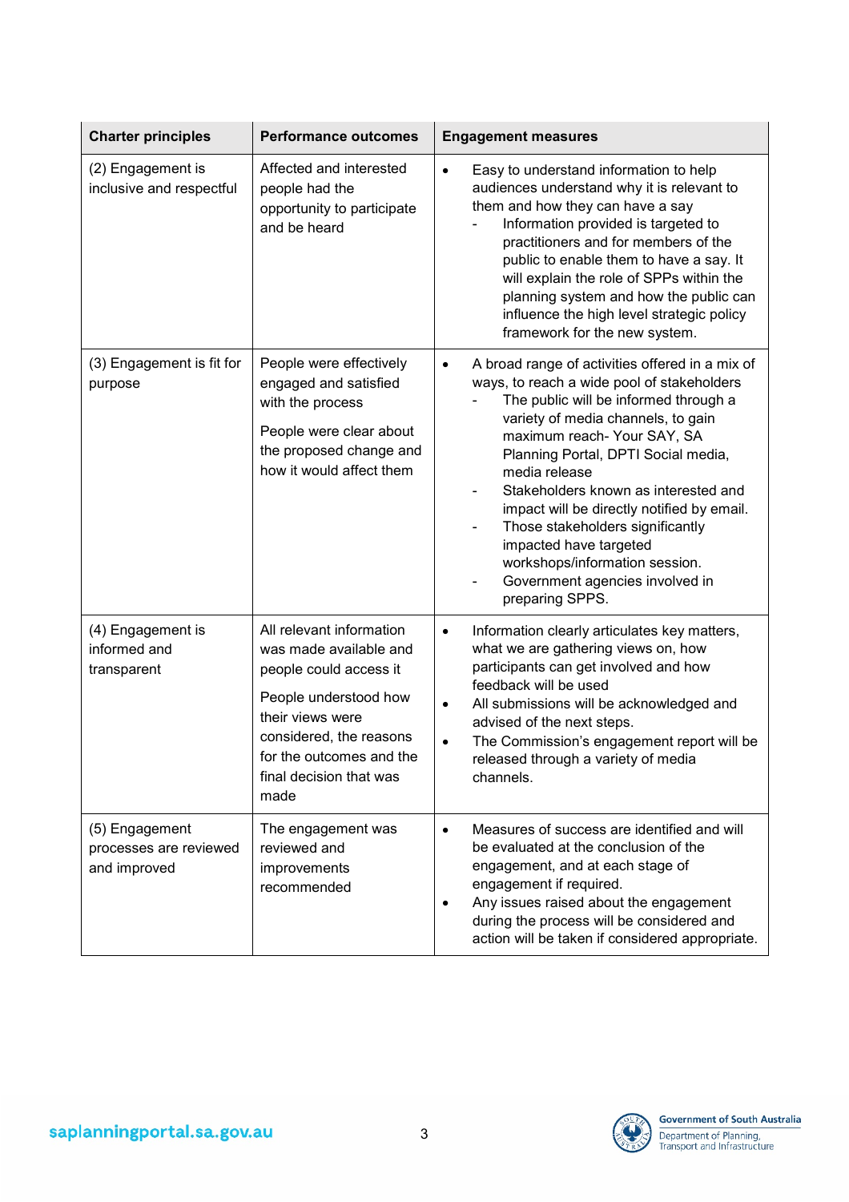| Charter principles | Performance outcomes | Engagement measures |
| --- | --- | --- |
| (2) Engagement is inclusive and respectful | Affected and interested people had the opportunity to participate and be heard | • Easy to understand information to help audiences understand why it is relevant to them and how they can have a say<br>- Information provided is targeted to practitioners and for members of the public to enable them to have a say. It will explain the role of SPPs within the planning system and how the public can influence the high level strategic policy framework for the new system. |
| (3) Engagement is fit for purpose | People were effectively engaged and satisfied with the process<br><br>People were clear about the proposed change and how it would affect them | • A broad range of activities offered in a mix of ways, to reach a wide pool of stakeholders<br>- The public will be informed through a variety of media channels, to gain maximum reach- Your SAY, SA Planning Portal, DPTI Social media, media release<br>- Stakeholders known as interested and impact will be directly notified by email.<br>- Those stakeholders significantly impacted have targeted workshops/information session.<br>- Government agencies involved in preparing SPPS. |
| (4) Engagement is informed and transparent | All relevant information was made available and people could access it<br><br>People understood how their views were considered, the reasons for the outcomes and the final decision that was made | • Information clearly articulates key matters, what we are gathering views on, how participants can get involved and how feedback will be used<br>• All submissions will be acknowledged and advised of the next steps.<br>• The Commission's engagement report will be released through a variety of media channels. |
| (5) Engagement processes are reviewed and improved | The engagement was reviewed and improvements recommended | • Measures of success are identified and will be evaluated at the conclusion of the engagement, and at each stage of engagement if required.<br>• Any issues raised about the engagement during the process will be considered and action will be taken if considered appropriate. |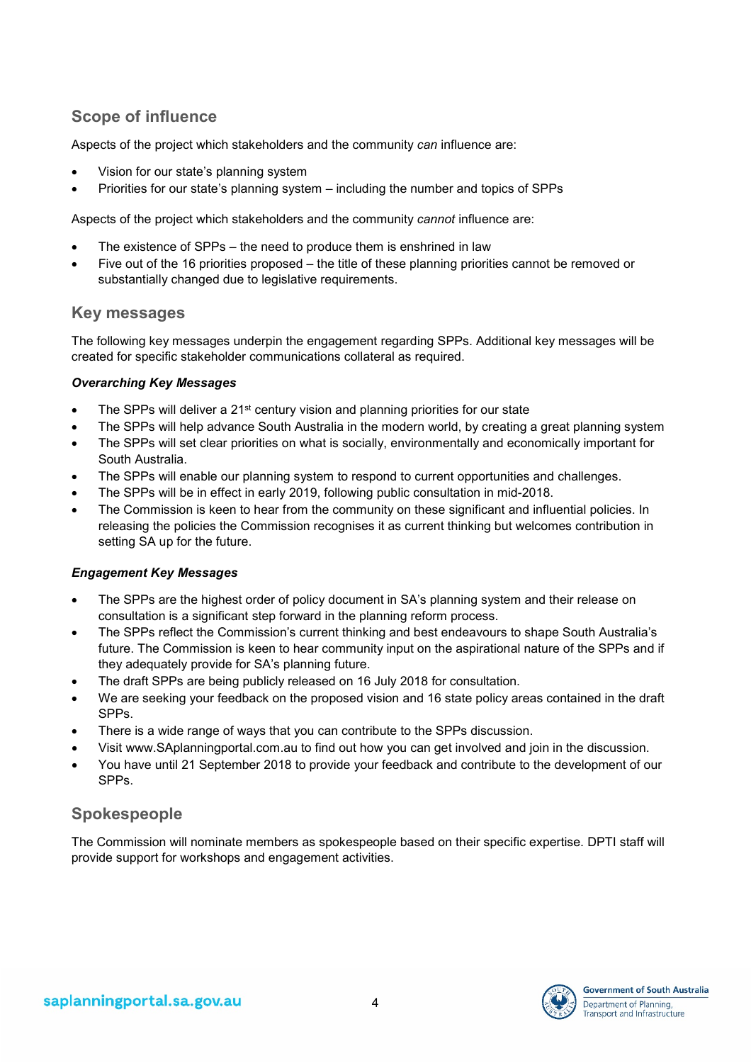## Scope of influence

Aspects of the project which stakeholders and the community *can* influence are:

- Vision for our state's planning system
- Priorities for our state's planning system – including the number and topics of SPPs

Aspects of the project which stakeholders and the community *cannot* influence are:

- The existence of SPPs – the need to produce them is enshrined in law
- Five out of the 16 priorities proposed – the title of these planning priorities cannot be removed or substantially changed due to legislative requirements.

## Key messages

The following key messages underpin the engagement regarding SPPs. Additional key messages will be created for specific stakeholder communications collateral as required.

***Overarching Key Messages***

- The SPPs will deliver a 21st century vision and planning priorities for our state
- The SPPs will help advance South Australia in the modern world, by creating a great planning system
- The SPPs will set clear priorities on what is socially, environmentally and economically important for South Australia.
- The SPPs will enable our planning system to respond to current opportunities and challenges.
- The SPPs will be in effect in early 2019, following public consultation in mid-2018.
- The Commission is keen to hear from the community on these significant and influential policies. In releasing the policies the Commission recognises it as current thinking but welcomes contribution in setting SA up for the future.

***Engagement Key Messages***

- The SPPs are the highest order of policy document in SA's planning system and their release on consultation is a significant step forward in the planning reform process.
- The SPPs reflect the Commission's current thinking and best endeavours to shape South Australia's future. The Commission is keen to hear community input on the aspirational nature of the SPPs and if they adequately provide for SA's planning future.
- The draft SPPs are being publicly released on 16 July 2018 for consultation.
- We are seeking your feedback on the proposed vision and 16 state policy areas contained in the draft SPPs.
- There is a wide range of ways that you can contribute to the SPPs discussion.
- Visit www.SAplanningportal.com.au to find out how you can get involved and join in the discussion.
- You have until 21 September 2018 to provide your feedback and contribute to the development of our SPPs.

## Spokespeople

The Commission will nominate members as spokespeople based on their specific expertise. DPTI staff will provide support for workshops and engagement activities.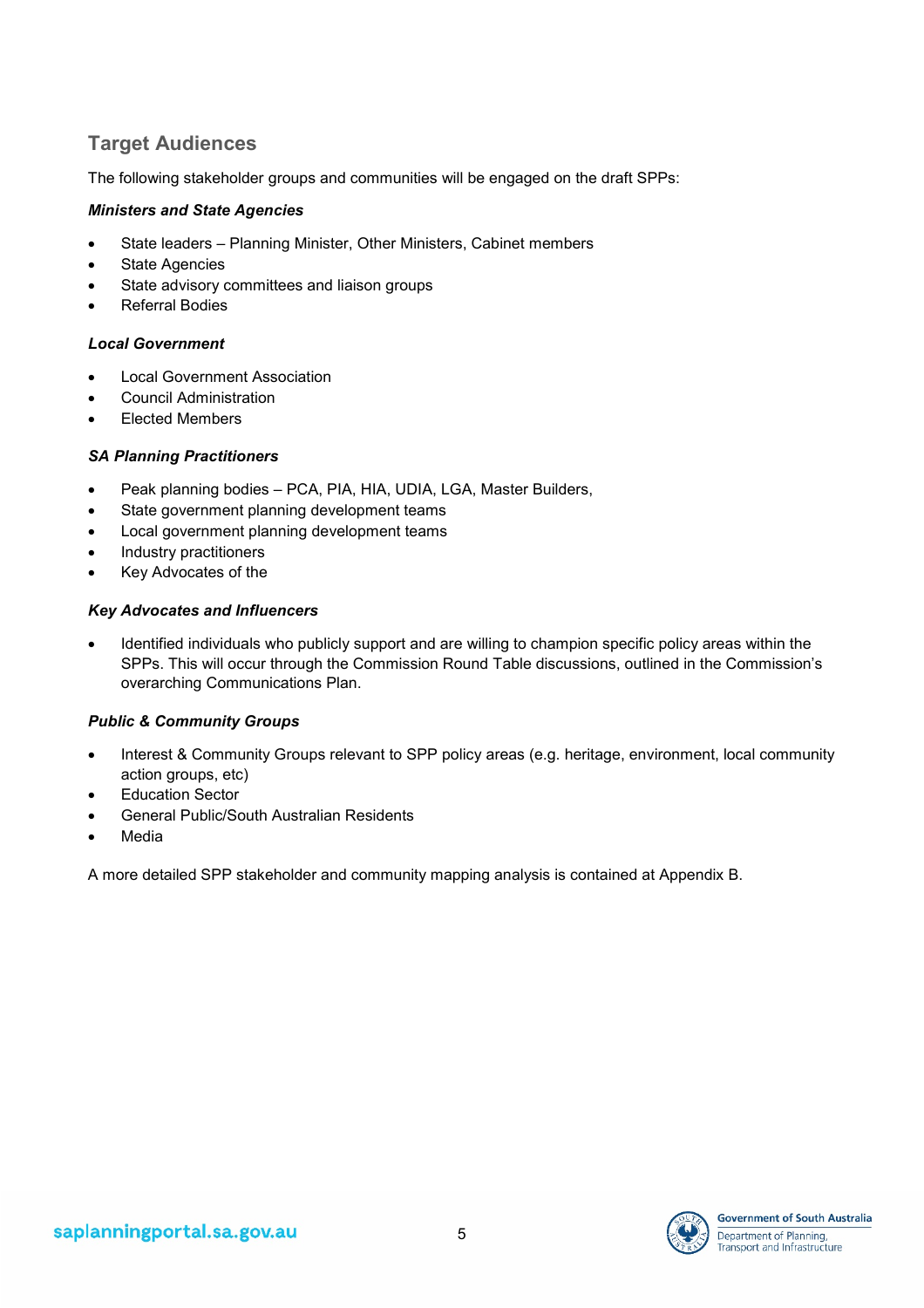## Target Audiences

The following stakeholder groups and communities will be engaged on the draft SPPs:

***Ministers and State Agencies***

- State leaders – Planning Minister, Other Ministers, Cabinet members
- State Agencies
- State advisory committees and liaison groups
- Referral Bodies

***Local Government***

- Local Government Association
- Council Administration
- Elected Members

***SA Planning Practitioners***

- Peak planning bodies – PCA, PIA, HIA, UDIA, LGA, Master Builders,
- State government planning development teams
- Local government planning development teams
- Industry practitioners
- Key Advocates of the

***Key Advocates and Influencers***

- Identified individuals who publicly support and are willing to champion specific policy areas within the SPPs. This will occur through the Commission Round Table discussions, outlined in the Commission's overarching Communications Plan.

***Public & Community Groups***

- Interest & Community Groups relevant to SPP policy areas (e.g. heritage, environment, local community action groups, etc)
- Education Sector
- General Public/South Australian Residents
- Media

A more detailed SPP stakeholder and community mapping analysis is contained at Appendix B.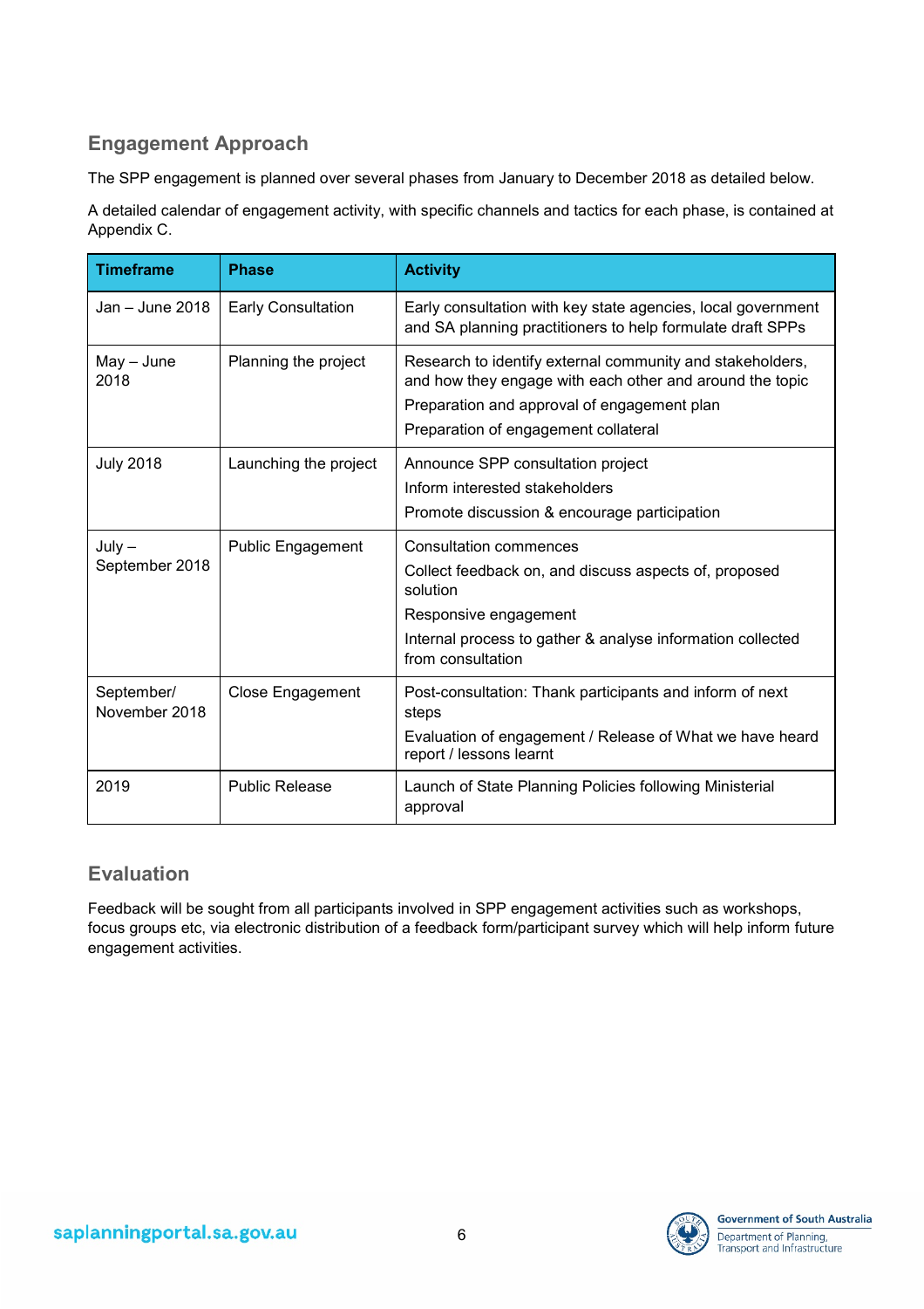## Engagement Approach

The SPP engagement is planned over several phases from January to December 2018 as detailed below.

A detailed calendar of engagement activity, with specific channels and tactics for each phase, is contained at Appendix C.

| Timeframe | Phase | Activity |
|---|---|---|
| Jan – June 2018 | Early Consultation | Early consultation with key state agencies, local government and SA planning practitioners to help formulate draft SPPs |
| May – June 2018 | Planning the project | Research to identify external community and stakeholders, and how they engage with each other and around the topic<br>Preparation and approval of engagement plan<br>Preparation of engagement collateral |
| July 2018 | Launching the project | Announce SPP consultation project<br>Inform interested stakeholders<br>Promote discussion & encourage participation |
| July – September 2018 | Public Engagement | Consultation commences<br>Collect feedback on, and discuss aspects of, proposed solution<br>Responsive engagement<br>Internal process to gather & analyse information collected from consultation |
| September/ November 2018 | Close Engagement | Post-consultation: Thank participants and inform of next steps<br>Evaluation of engagement / Release of What we have heard report / lessons learnt |
| 2019 | Public Release | Launch of State Planning Policies following Ministerial approval |

## Evaluation

Feedback will be sought from all participants involved in SPP engagement activities such as workshops, focus groups etc, via electronic distribution of a feedback form/participant survey which will help inform future engagement activities.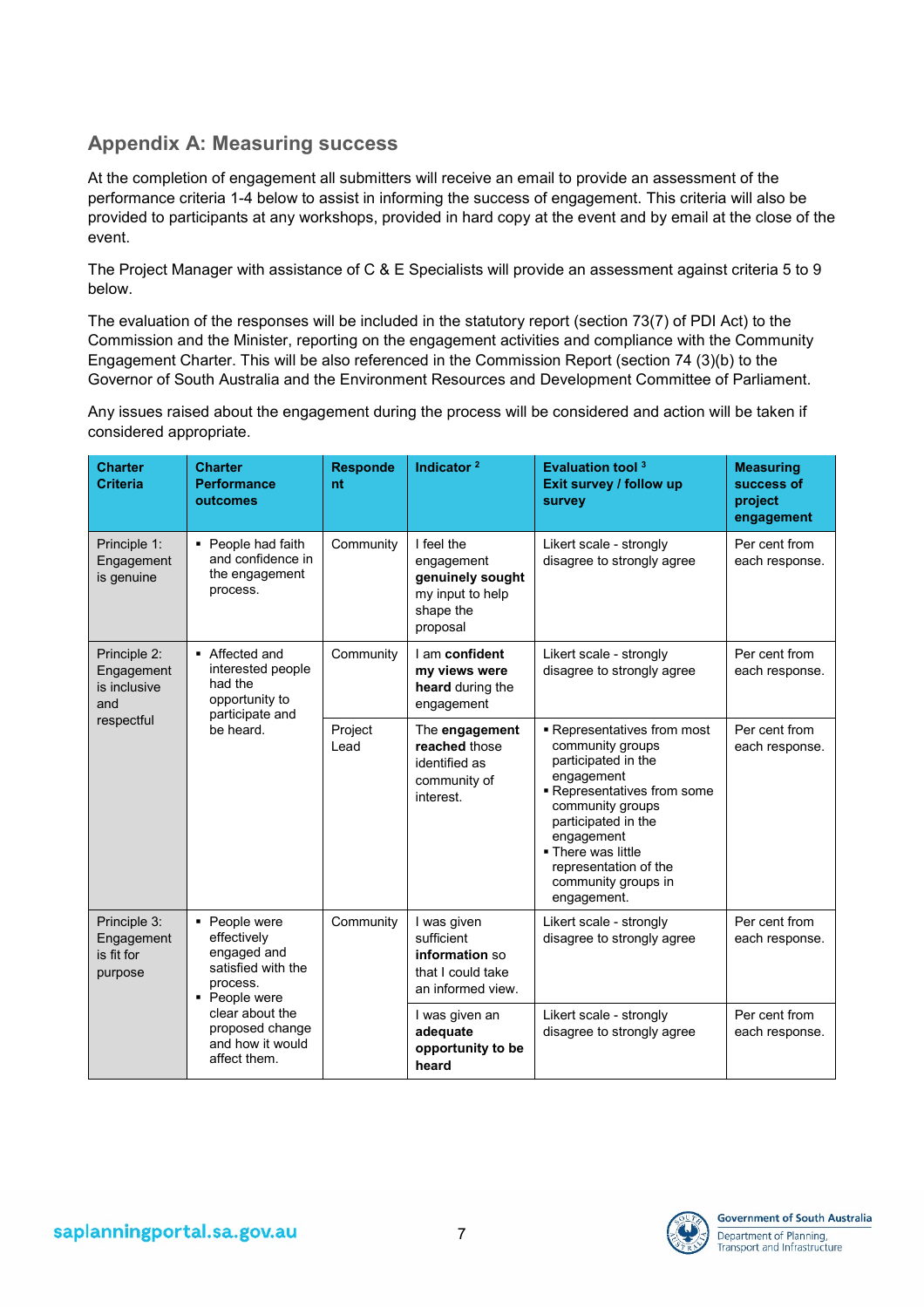## Appendix A: Measuring success

At the completion of engagement all submitters will receive an email to provide an assessment of the performance criteria 1-4 below to assist in informing the success of engagement. This criteria will also be provided to participants at any workshops, provided in hard copy at the event and by email at the close of the event.

The Project Manager with assistance of C & E Specialists will provide an assessment against criteria 5 to 9 below.

The evaluation of the responses will be included in the statutory report (section 73(7) of PDI Act) to the Commission and the Minister, reporting on the engagement activities and compliance with the Community Engagement Charter. This will be also referenced in the Commission Report (section 74 (3)(b) to the Governor of South Australia and the Environment Resources and Development Committee of Parliament.

Any issues raised about the engagement during the process will be considered and action will be taken if considered appropriate.

| Charter Criteria | Charter Performance outcomes | Respondent | Indicator [2] | Evaluation tool [3] Exit survey / follow up survey | Measuring success of project engagement |
|---|---|---|---|---|---|
| Principle 1: Engagement is genuine | ▪ People had faith and confidence in the engagement process. | Community | I feel the engagement **genuinely sought** my input to help shape the proposal | Likert scale - strongly disagree to strongly agree | Per cent from each response. |
| Principle 2: Engagement is inclusive and respectful | ▪ Affected and interested people had the opportunity to participate and be heard. | Community | I am **confident my views were heard** during the engagement | Likert scale - strongly disagree to strongly agree | Per cent from each response. |
| | | Project Lead | The **engagement reached** those identified as community of interest. | ▪ Representatives from most community groups participated in the engagement<br>▪ Representatives from some community groups participated in the engagement<br>▪ There was little representation of the community groups in engagement. | Per cent from each response. |
| Principle 3: Engagement is fit for purpose | ▪ People were effectively engaged and satisfied with the process.<br>▪ People were clear about the proposed change and how it would affect them. | Community | I was given sufficient **information** so that I could take an informed view. | Likert scale - strongly disagree to strongly agree | Per cent from each response. |
| | | | I was given an **adequate opportunity to be heard** | Likert scale - strongly disagree to strongly agree | Per cent from each response. |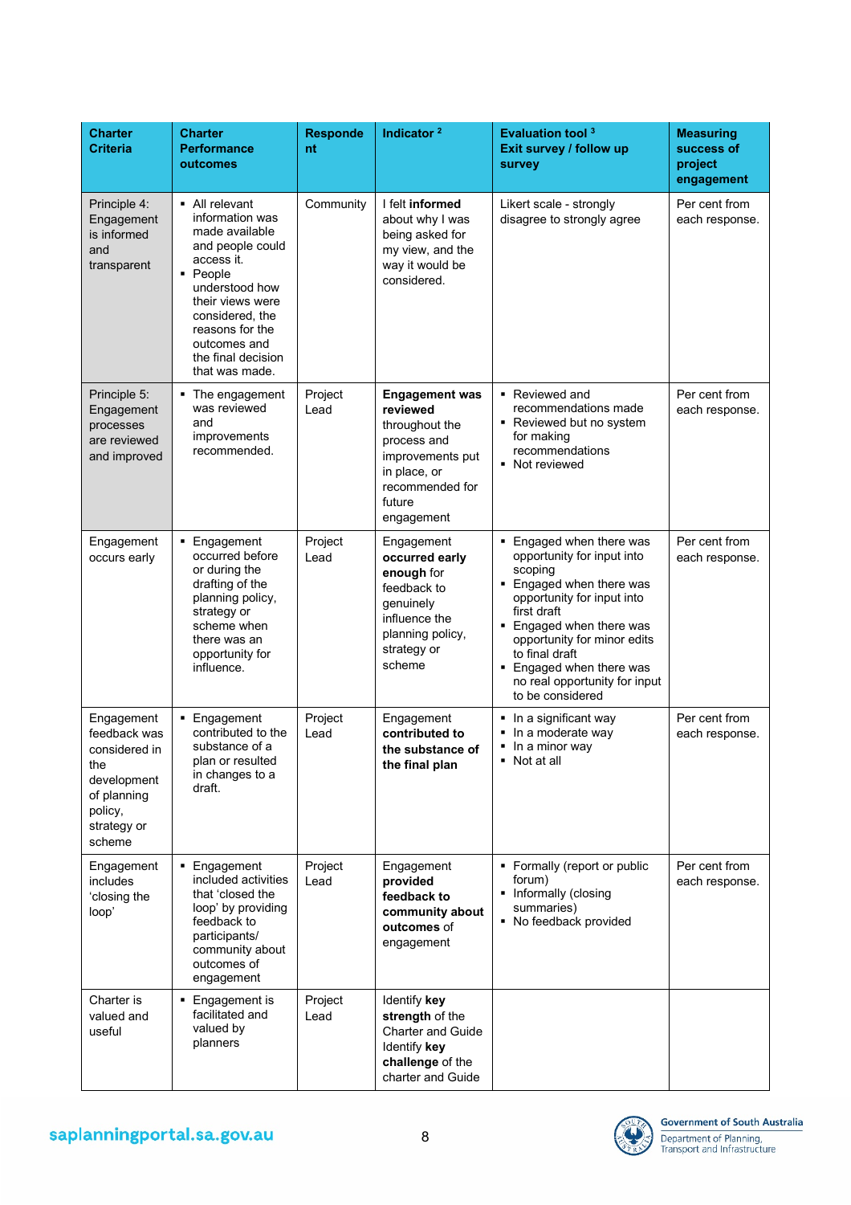| Charter Criteria | Charter Performance outcomes | Respondent | Indicator [2] | Evaluation tool [3] Exit survey / follow up survey | Measuring success of project engagement |
|---|---|---|---|---|---|
| Principle 4: Engagement is informed and transparent | ▪ All relevant information was made available and people could access it.<br>▪ People understood how their views were considered, the reasons for the outcomes and the final decision that was made. | Community | I felt **informed** about why I was being asked for my view, and the way it would be considered. | Likert scale - strongly disagree to strongly agree | Per cent from each response. |
| Principle 5: Engagement processes are reviewed and improved | ▪ The engagement was reviewed and improvements recommended. | Project Lead | **Engagement was reviewed** throughout the process and improvements put in place, or recommended for future engagement | ▪ Reviewed and recommendations made<br>▪ Reviewed but no system for making recommendations<br>▪ Not reviewed | Per cent from each response. |
| Engagement occurs early | ▪ Engagement occurred before or during the drafting of the planning policy, strategy or scheme when there was an opportunity for influence. | Project Lead | Engagement **occurred early enough** for feedback to genuinely influence the planning policy, strategy or scheme | ▪ Engaged when there was opportunity for input into scoping<br>▪ Engaged when there was opportunity for input into first draft<br>▪ Engaged when there was opportunity for minor edits to final draft<br>▪ Engaged when there was no real opportunity for input to be considered | Per cent from each response. |
| Engagement feedback was considered in the development of planning policy, strategy or scheme | ▪ Engagement contributed to the substance of a plan or resulted in changes to a draft. | Project Lead | Engagement **contributed to the substance of the final plan** | ▪ In a significant way<br>▪ In a moderate way<br>▪ In a minor way<br>▪ Not at all | Per cent from each response. |
| Engagement includes 'closing the loop' | ▪ Engagement included activities that 'closed the loop' by providing feedback to participants/ community about outcomes of engagement | Project Lead | Engagement **provided feedback to community about outcomes** of engagement | ▪ Formally (report or public forum)<br>▪ Informally (closing summaries)<br>▪ No feedback provided | Per cent from each response. |
| Charter is valued and useful | ▪ Engagement is facilitated and valued by planners | Project Lead | Identify **key strength** of the Charter and Guide<br>Identify **key challenge** of the charter and Guide | | |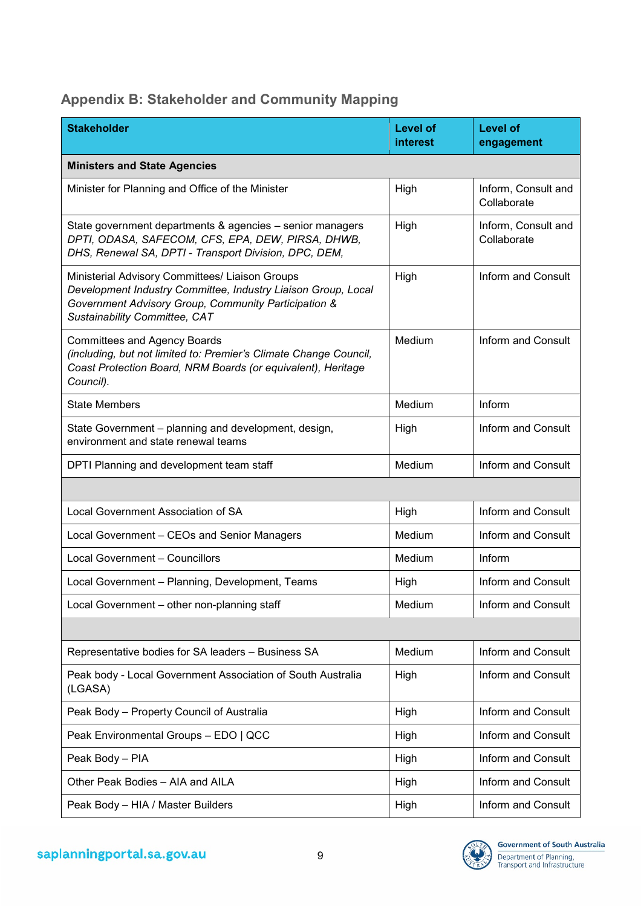## Appendix B: Stakeholder and Community Mapping

| Stakeholder | Level of interest | Level of engagement |
|---|---|---|
| **Ministers and State Agencies** | | |
| Minister for Planning and Office of the Minister | High | Inform, Consult and Collaborate |
| State government departments & agencies – senior managers *DPTI, ODASA, SAFECOM, CFS, EPA, DEW, PIRSA, DHWB, DHS, Renewal SA, DPTI - Transport Division, DPC, DEM,* | High | Inform, Consult and Collaborate |
| Ministerial Advisory Committees/ Liaison Groups *Development Industry Committee, Industry Liaison Group, Local Government Advisory Group, Community Participation & Sustainability Committee, CAT* | High | Inform and Consult |
| Committees and Agency Boards *(including, but not limited to: Premier's Climate Change Council, Coast Protection Board, NRM Boards (or equivalent), Heritage Council).* | Medium | Inform and Consult |
| State Members | Medium | Inform |
| State Government – planning and development, design, environment and state renewal teams | High | Inform and Consult |
| DPTI Planning and development team staff | Medium | Inform and Consult |
| | | |
| Local Government Association of SA | High | Inform and Consult |
| Local Government – CEOs and Senior Managers | Medium | Inform and Consult |
| Local Government – Councillors | Medium | Inform |
| Local Government – Planning, Development, Teams | High | Inform and Consult |
| Local Government – other non-planning staff | Medium | Inform and Consult |
| | | |
| Representative bodies for SA leaders – Business SA | Medium | Inform and Consult |
| Peak body - Local Government Association of South Australia (LGASA) | High | Inform and Consult |
| Peak Body – Property Council of Australia | High | Inform and Consult |
| Peak Environmental Groups – EDO \| QCC | High | Inform and Consult |
| Peak Body – PIA | High | Inform and Consult |
| Other Peak Bodies – AIA and AILA | High | Inform and Consult |
| Peak Body – HIA / Master Builders | High | Inform and Consult |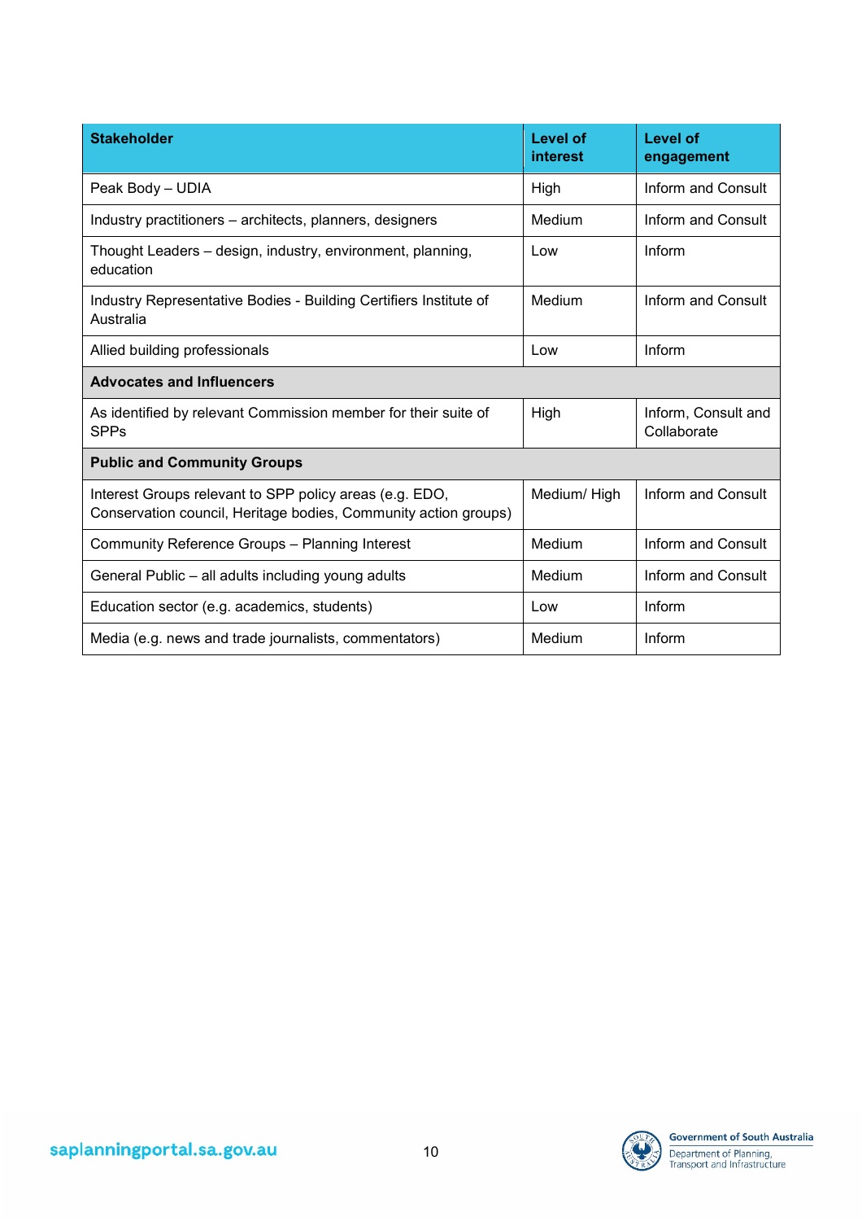| Stakeholder | Level of interest | Level of engagement |
|---|---|---|
| Peak Body – UDIA | High | Inform and Consult |
| Industry practitioners – architects, planners, designers | Medium | Inform and Consult |
| Thought Leaders – design, industry, environment, planning, education | Low | Inform |
| Industry Representative Bodies - Building Certifiers Institute of Australia | Medium | Inform and Consult |
| Allied building professionals | Low | Inform |
| **Advocates and Influencers** | | |
| As identified by relevant Commission member for their suite of SPPs | High | Inform, Consult and Collaborate |
| **Public and Community Groups** | | |
| Interest Groups relevant to SPP policy areas (e.g. EDO, Conservation council, Heritage bodies, Community action groups) | Medium/ High | Inform and Consult |
| Community Reference Groups – Planning Interest | Medium | Inform and Consult |
| General Public – all adults including young adults | Medium | Inform and Consult |
| Education sector (e.g. academics, students) | Low | Inform |
| Media (e.g. news and trade journalists, commentators) | Medium | Inform |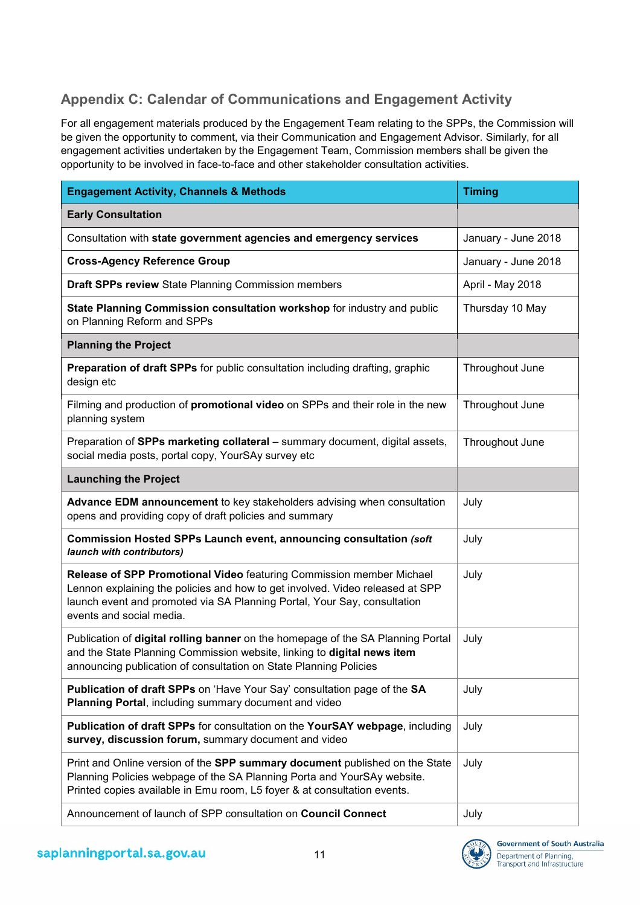## Appendix C: Calendar of Communications and Engagement Activity

For all engagement materials produced by the Engagement Team relating to the SPPs, the Commission will be given the opportunity to comment, via their Communication and Engagement Advisor. Similarly, for all engagement activities undertaken by the Engagement Team, Commission members shall be given the opportunity to be involved in face-to-face and other stakeholder consultation activities.

| Engagement Activity, Channels & Methods | Timing |
|---|---|
| **Early Consultation** | |
| Consultation with **state government agencies and emergency services** | January - June 2018 |
| **Cross-Agency Reference Group** | January - June 2018 |
| **Draft SPPs review** State Planning Commission members | April - May 2018 |
| **State Planning Commission consultation workshop** for industry and public on Planning Reform and SPPs | Thursday 10 May |
| **Planning the Project** | |
| **Preparation of draft SPPs** for public consultation including drafting, graphic design etc | Throughout June |
| Filming and production of **promotional video** on SPPs and their role in the new planning system | Throughout June |
| Preparation of **SPPs marketing collateral** – summary document, digital assets, social media posts, portal copy, YourSAy survey etc | Throughout June |
| **Launching the Project** | |
| **Advance EDM announcement** to key stakeholders advising when consultation opens and providing copy of draft policies and summary | July |
| **Commission Hosted SPPs Launch event, announcing consultation** ***(soft launch with contributors)*** | July |
| **Release of SPP Promotional Video** featuring Commission member Michael Lennon explaining the policies and how to get involved. Video released at SPP launch event and promoted via SA Planning Portal, Your Say, consultation events and social media. | July |
| Publication of **digital rolling banner** on the homepage of the SA Planning Portal and the State Planning Commission website, linking to **digital news item** announcing publication of consultation on State Planning Policies | July |
| **Publication of draft SPPs** on 'Have Your Say' consultation page of the **SA Planning Portal**, including summary document and video | July |
| **Publication of draft SPPs** for consultation on the **YourSAY webpage**, including **survey, discussion forum,** summary document and video | July |
| Print and Online version of the **SPP summary document** published on the State Planning Policies webpage of the SA Planning Porta and YourSAy website. Printed copies available in Emu room, L5 foyer & at consultation events. | July |
| Announcement of launch of SPP consultation on **Council Connect** | July |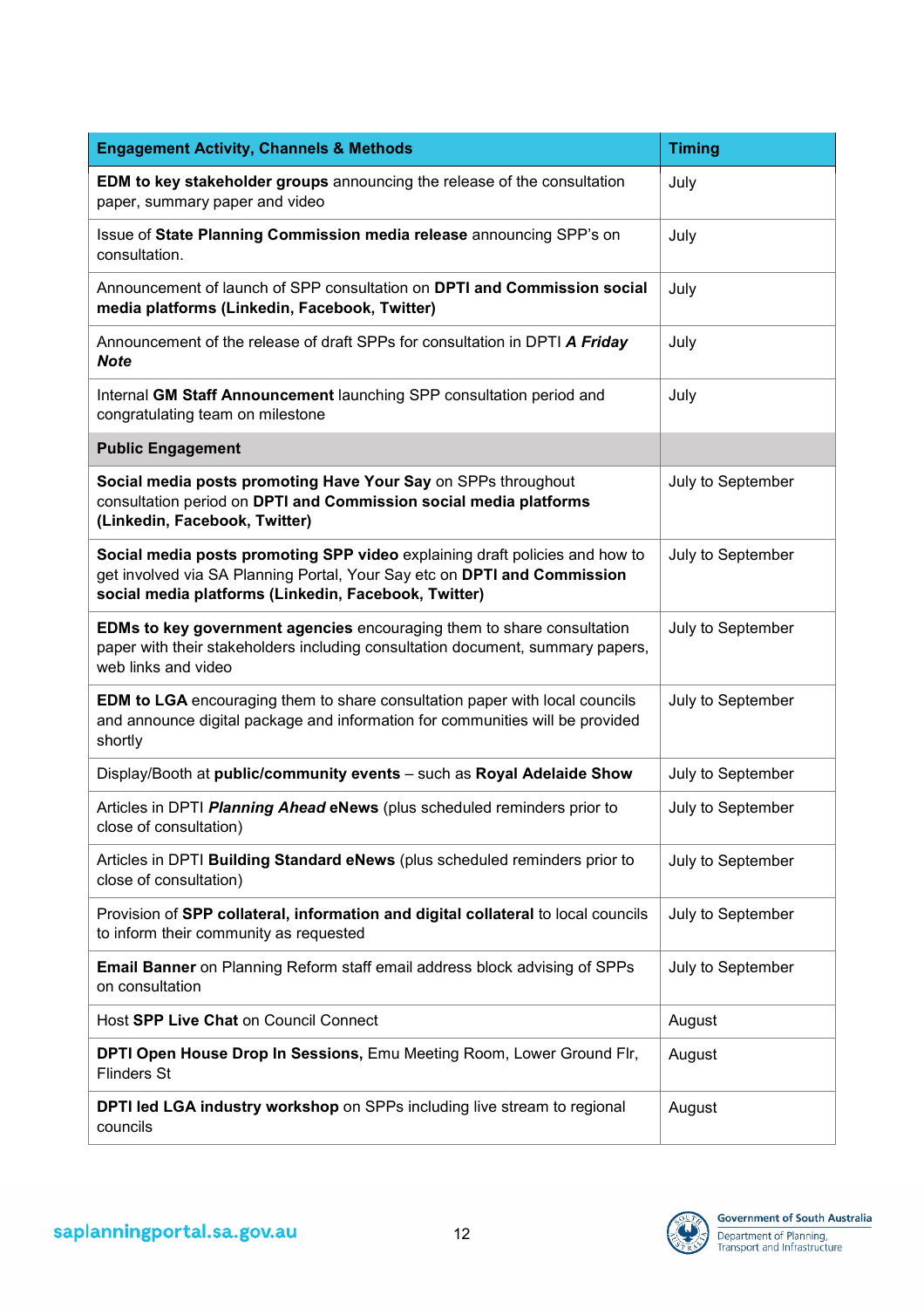| Engagement Activity, Channels & Methods | Timing |
|---|---|
| **EDM to key stakeholder groups** announcing the release of the consultation paper, summary paper and video | July |
| Issue of **State Planning Commission media release** announcing SPP's on consultation. | July |
| Announcement of launch of SPP consultation on **DPTI and Commission social media platforms (Linkedin, Facebook, Twitter)** | July |
| Announcement of the release of draft SPPs for consultation in DPTI ***A Friday Note*** | July |
| Internal **GM Staff Announcement** launching SPP consultation period and congratulating team on milestone | July |
| **Public Engagement** | |
| **Social media posts promoting Have Your Say** on SPPs throughout consultation period on **DPTI and Commission social media platforms (Linkedin, Facebook, Twitter)** | July to September |
| **Social media posts promoting SPP video** explaining draft policies and how to get involved via SA Planning Portal, Your Say etc on **DPTI and Commission social media platforms (Linkedin, Facebook, Twitter)** | July to September |
| **EDMs to key government agencies** encouraging them to share consultation paper with their stakeholders including consultation document, summary papers, web links and video | July to September |
| **EDM to LGA** encouraging them to share consultation paper with local councils and announce digital package and information for communities will be provided shortly | July to September |
| Display/Booth at **public/community events** – such as **Royal Adelaide Show** | July to September |
| Articles in DPTI ***Planning Ahead* eNews** (plus scheduled reminders prior to close of consultation) | July to September |
| Articles in DPTI **Building Standard eNews** (plus scheduled reminders prior to close of consultation) | July to September |
| Provision of **SPP collateral, information and digital collateral** to local councils to inform their community as requested | July to September |
| **Email Banner** on Planning Reform staff email address block advising of SPPs on consultation | July to September |
| Host **SPP Live Chat** on Council Connect | August |
| **DPTI Open House Drop In Sessions,** Emu Meeting Room, Lower Ground Flr, Flinders St | August |
| **DPTI led LGA industry workshop** on SPPs including live stream to regional councils | August |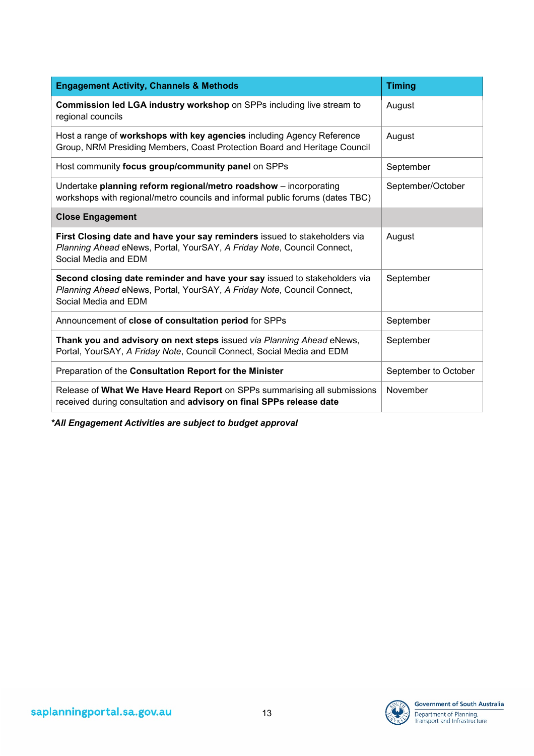| **Engagement Activity, Channels & Methods** | **Timing** |
| --- | --- |
| **Commission led LGA industry workshop** on SPPs including live stream to regional councils | August |
| Host a range of **workshops with key agencies** including Agency Reference Group, NRM Presiding Members, Coast Protection Board and Heritage Council | August |
| Host community **focus group/community panel** on SPPs | September |
| Undertake **planning reform regional/metro roadshow** – incorporating workshops with regional/metro councils and informal public forums (dates TBC) | September/October |
| **Close Engagement** | |
| **First Closing date and have your say reminders** issued to stakeholders via *Planning Ahead* eNews, Portal, YourSAY, *A Friday Note*, Council Connect, Social Media and EDM | August |
| **Second closing date reminder and have your say** issued to stakeholders via *Planning Ahead* eNews, Portal, YourSAY, *A Friday Note*, Council Connect, Social Media and EDM | September |
| Announcement of **close of consultation period** for SPPs | September |
| **Thank you and advisory on next steps** issued *via Planning Ahead* eNews, Portal, YourSAY, *A Friday Note*, Council Connect, Social Media and EDM | September |
| Preparation of the **Consultation Report for the Minister** | September to October |
| Release of **What We Have Heard Report** on SPPs summarising all submissions received during consultation and **advisory on final SPPs release date** | November |

***All Engagement Activities are subject to budget approval***